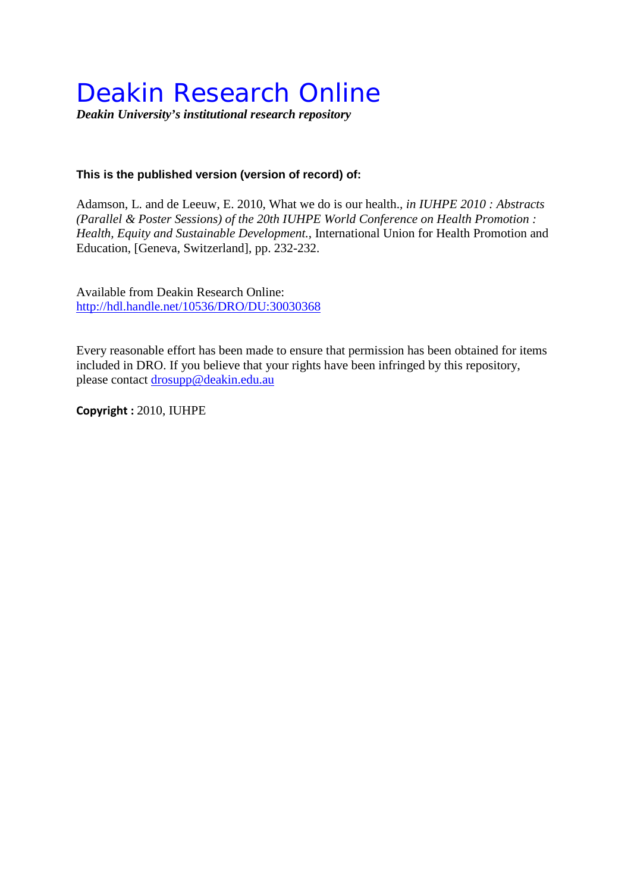# Deakin Research Online

***Deakin University's institutional research repository***

**This is the published version (version of record) of:**

Adamson, L. and de Leeuw, E. 2010, What we do is our health., *in IUHPE 2010 : Abstracts (Parallel & Poster Sessions) of the 20th IUHPE World Conference on Health Promotion : Health, Equity and Sustainable Development.*, International Union for Health Promotion and Education, [Geneva, Switzerland], pp. 232-232.

Available from Deakin Research Online:
http://hdl.handle.net/10536/DRO/DU:30030368

Every reasonable effort has been made to ensure that permission has been obtained for items included in DRO. If you believe that your rights have been infringed by this repository, please contact drosupp@deakin.edu.au

**Copyright :** 2010, IUHPE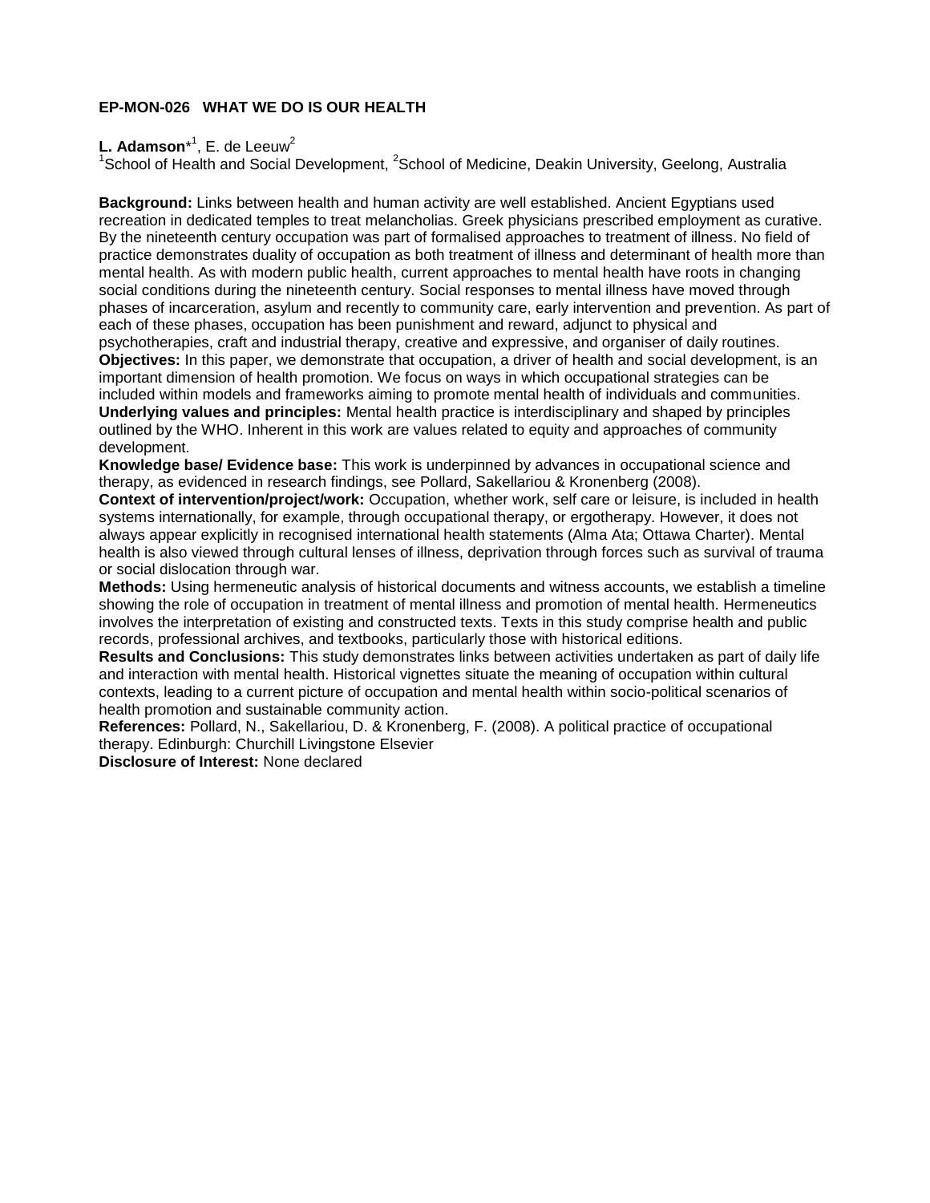## EP-MON-026 WHAT WE DO IS OUR HEALTH

**L. Adamson***[1], E. de Leeuw[2]

[1]School of Health and Social Development, [2]School of Medicine, Deakin University, Geelong, Australia

**Background:** Links between health and human activity are well established. Ancient Egyptians used recreation in dedicated temples to treat melancholias. Greek physicians prescribed employment as curative. By the nineteenth century occupation was part of formalised approaches to treatment of illness. No field of practice demonstrates duality of occupation as both treatment of illness and determinant of health more than mental health. As with modern public health, current approaches to mental health have roots in changing social conditions during the nineteenth century. Social responses to mental illness have moved through phases of incarceration, asylum and recently to community care, early intervention and prevention. As part of each of these phases, occupation has been punishment and reward, adjunct to physical and psychotherapies, craft and industrial therapy, creative and expressive, and organiser of daily routines.

**Objectives:** In this paper, we demonstrate that occupation, a driver of health and social development, is an important dimension of health promotion. We focus on ways in which occupational strategies can be included within models and frameworks aiming to promote mental health of individuals and communities.

**Underlying values and principles:** Mental health practice is interdisciplinary and shaped by principles outlined by the WHO. Inherent in this work are values related to equity and approaches of community development.

**Knowledge base/ Evidence base:** This work is underpinned by advances in occupational science and therapy, as evidenced in research findings, see Pollard, Sakellariou & Kronenberg (2008).

**Context of intervention/project/work:** Occupation, whether work, self care or leisure, is included in health systems internationally, for example, through occupational therapy, or ergotherapy. However, it does not always appear explicitly in recognised international health statements (Alma Ata; Ottawa Charter). Mental health is also viewed through cultural lenses of illness, deprivation through forces such as survival of trauma or social dislocation through war.

**Methods:** Using hermeneutic analysis of historical documents and witness accounts, we establish a timeline showing the role of occupation in treatment of mental illness and promotion of mental health. Hermeneutics involves the interpretation of existing and constructed texts. Texts in this study comprise health and public records, professional archives, and textbooks, particularly those with historical editions.

**Results and Conclusions:** This study demonstrates links between activities undertaken as part of daily life and interaction with mental health. Historical vignettes situate the meaning of occupation within cultural contexts, leading to a current picture of occupation and mental health within socio-political scenarios of health promotion and sustainable community action.

**References:** Pollard, N., Sakellariou, D. & Kronenberg, F. (2008). A political practice of occupational therapy. Edinburgh: Churchill Livingstone Elsevier

**Disclosure of Interest:** None declared